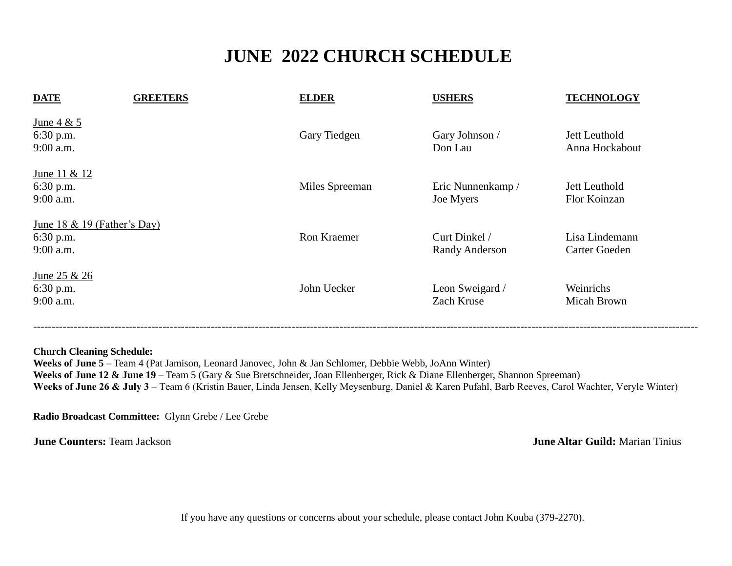# JUNE 2022 CHURCH SCHEDULE

| DATE | GREETERS | ELDER | USHERS | TECHNOLOGY |
|---|---|---|---|---|
| June 4 & 5 | | | | |
| 6:30 p.m. | | Gary Tiedgen | Gary Johnson / | Jett Leuthold |
| 9:00 a.m. | | | Don Lau | Anna Hockabout |
| June 11 & 12 | | | | |
| 6:30 p.m. | | Miles Spreeman | Eric Nunnenkamp / | Jett Leuthold |
| 9:00 a.m. | | | Joe Myers | Flor Koinzan |
| June 18 & 19 (Father's Day) | | | | |
| 6:30 p.m. | | Ron Kraemer | Curt Dinkel / | Lisa Lindemann |
| 9:00 a.m. | | | Randy Anderson | Carter Goeden |
| June 25 & 26 | | | | |
| 6:30 p.m. | | John Uecker | Leon Sweigard / | Weinrichs |
| 9:00 a.m. | | | Zach Kruse | Micah Brown |

---

**Church Cleaning Schedule:**
**Weeks of June 5** – Team 4 (Pat Jamison, Leonard Janovec, John & Jan Schlomer, Debbie Webb, JoAnn Winter)
**Weeks of June 12 & June 19** – Team 5 (Gary & Sue Bretschneider, Joan Ellenberger, Rick & Diane Ellenberger, Shannon Spreeman)
**Weeks of June 26 & July 3** – Team 6 (Kristin Bauer, Linda Jensen, Kelly Meysenburg, Daniel & Karen Pufahl, Barb Reeves, Carol Wachter, Veryle Winter)

**Radio Broadcast Committee:** Glynn Grebe / Lee Grebe

**June Counters:** Team Jackson

**June Altar Guild:** Marian Tinius

If you have any questions or concerns about your schedule, please contact John Kouba (379-2270).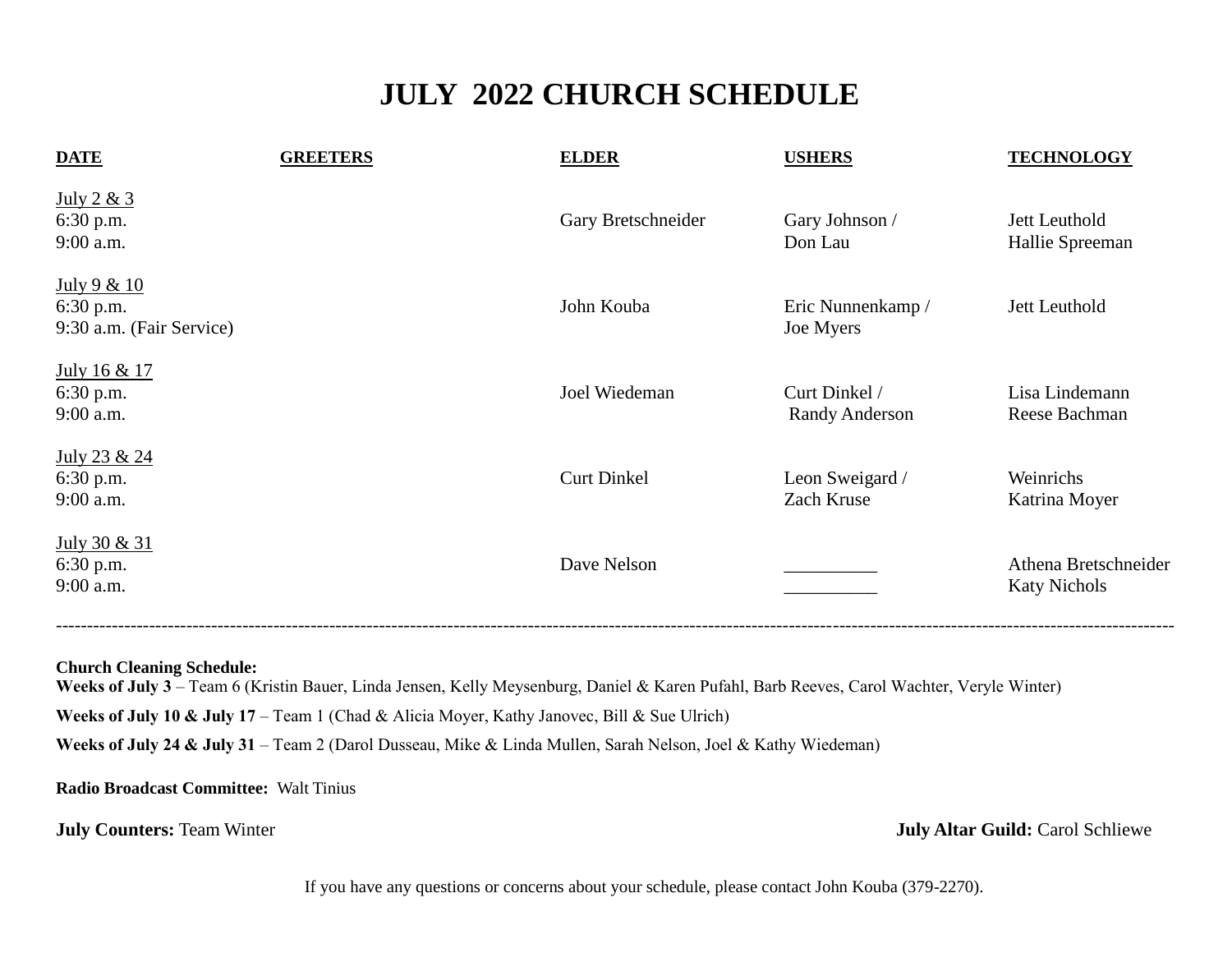# JULY 2022 CHURCH SCHEDULE

| DATE | GREETERS | ELDER | USHERS | TECHNOLOGY |
|---|---|---|---|---|
| July 2 & 3 | | | | |
| 6:30 p.m. | | Gary Bretschneider | Gary Johnson / | Jett Leuthold |
| 9:00 a.m. | | | Don Lau | Hallie Spreeman |
| July 9 & 10 | | | | |
| 6:30 p.m. | | John Kouba | Eric Nunnenkamp / | Jett Leuthold |
| 9:30 a.m. (Fair Service) | | | Joe Myers | |
| July 16 & 17 | | | | |
| 6:30 p.m. | | Joel Wiedeman | Curt Dinkel / | Lisa Lindemann |
| 9:00 a.m. | | | Randy Anderson | Reese Bachman |
| July 23 & 24 | | | | |
| 6:30 p.m. | | Curt Dinkel | Leon Sweigard / | Weinrichs |
| 9:00 a.m. | | | Zach Kruse | Katrina Moyer |
| July 30 & 31 | | | | |
| 6:30 p.m. | | Dave Nelson | __________ | Athena Bretschneider |
| 9:00 a.m. | | | __________ | Katy Nichols |

---

**Church Cleaning Schedule:**

**Weeks of July 3** – Team 6 (Kristin Bauer, Linda Jensen, Kelly Meysenburg, Daniel & Karen Pufahl, Barb Reeves, Carol Wachter, Veryle Winter)

**Weeks of July 10 & July 17** – Team 1 (Chad & Alicia Moyer, Kathy Janovec, Bill & Sue Ulrich)

**Weeks of July 24 & July 31** – Team 2 (Darol Dusseau, Mike & Linda Mullen, Sarah Nelson, Joel & Kathy Wiedeman)

**Radio Broadcast Committee:** Walt Tinius

**July Counters:** Team Winter

**July Altar Guild:** Carol Schliewe

If you have any questions or concerns about your schedule, please contact John Kouba (379-2270).